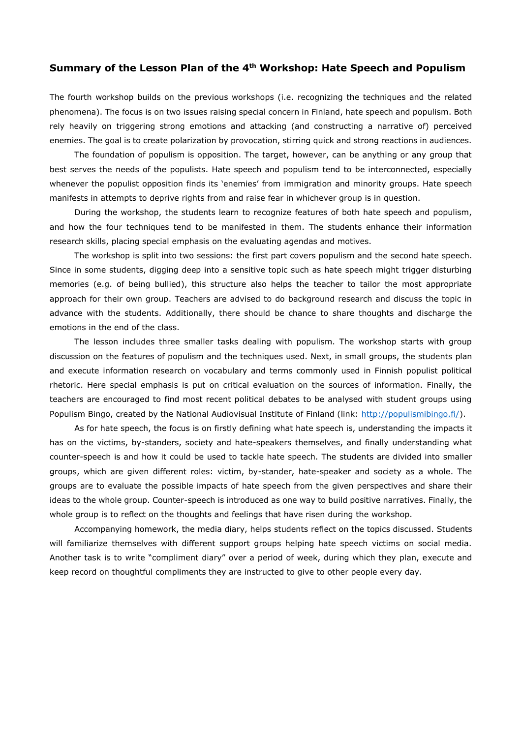## Summary of the Lesson Plan of the 4th Workshop: Hate Speech and Populism

The fourth workshop builds on the previous workshops (i.e. recognizing the techniques and the related phenomena). The focus is on two issues raising special concern in Finland, hate speech and populism. Both rely heavily on triggering strong emotions and attacking (and constructing a narrative of) perceived enemies. The goal is to create polarization by provocation, stirring quick and strong reactions in audiences.

The foundation of populism is opposition. The target, however, can be anything or any group that best serves the needs of the populists. Hate speech and populism tend to be interconnected, especially whenever the populist opposition finds its 'enemies' from immigration and minority groups. Hate speech manifests in attempts to deprive rights from and raise fear in whichever group is in question.

During the workshop, the students learn to recognize features of both hate speech and populism, and how the four techniques tend to be manifested in them. The students enhance their information research skills, placing special emphasis on the evaluating agendas and motives.

The workshop is split into two sessions: the first part covers populism and the second hate speech. Since in some students, digging deep into a sensitive topic such as hate speech might trigger disturbing memories (e.g. of being bullied), this structure also helps the teacher to tailor the most appropriate approach for their own group. Teachers are advised to do background research and discuss the topic in advance with the students. Additionally, there should be chance to share thoughts and discharge the emotions in the end of the class.

The lesson includes three smaller tasks dealing with populism. The workshop starts with group discussion on the features of populism and the techniques used. Next, in small groups, the students plan and execute information research on vocabulary and terms commonly used in Finnish populist political rhetoric. Here special emphasis is put on critical evaluation on the sources of information. Finally, the teachers are encouraged to find most recent political debates to be analysed with student groups using Populism Bingo, created by the National Audiovisual Institute of Finland (link: http://populismibingo.fi/).

As for hate speech, the focus is on firstly defining what hate speech is, understanding the impacts it has on the victims, by-standers, society and hate-speakers themselves, and finally understanding what counter-speech is and how it could be used to tackle hate speech. The students are divided into smaller groups, which are given different roles: victim, by-stander, hate-speaker and society as a whole. The groups are to evaluate the possible impacts of hate speech from the given perspectives and share their ideas to the whole group. Counter-speech is introduced as one way to build positive narratives. Finally, the whole group is to reflect on the thoughts and feelings that have risen during the workshop.

Accompanying homework, the media diary, helps students reflect on the topics discussed. Students will familiarize themselves with different support groups helping hate speech victims on social media. Another task is to write "compliment diary" over a period of week, during which they plan, execute and keep record on thoughtful compliments they are instructed to give to other people every day.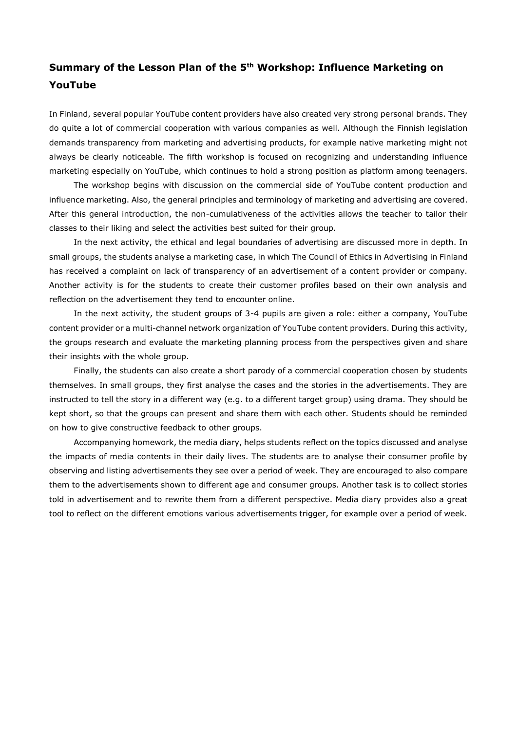## Summary of the Lesson Plan of the 5th Workshop: Influence Marketing on YouTube

In Finland, several popular YouTube content providers have also created very strong personal brands. They do quite a lot of commercial cooperation with various companies as well. Although the Finnish legislation demands transparency from marketing and advertising products, for example native marketing might not always be clearly noticeable. The fifth workshop is focused on recognizing and understanding influence marketing especially on YouTube, which continues to hold a strong position as platform among teenagers.

The workshop begins with discussion on the commercial side of YouTube content production and influence marketing. Also, the general principles and terminology of marketing and advertising are covered. After this general introduction, the non-cumulativeness of the activities allows the teacher to tailor their classes to their liking and select the activities best suited for their group.

In the next activity, the ethical and legal boundaries of advertising are discussed more in depth. In small groups, the students analyse a marketing case, in which The Council of Ethics in Advertising in Finland has received a complaint on lack of transparency of an advertisement of a content provider or company. Another activity is for the students to create their customer profiles based on their own analysis and reflection on the advertisement they tend to encounter online.

In the next activity, the student groups of 3-4 pupils are given a role: either a company, YouTube content provider or a multi-channel network organization of YouTube content providers. During this activity, the groups research and evaluate the marketing planning process from the perspectives given and share their insights with the whole group.

Finally, the students can also create a short parody of a commercial cooperation chosen by students themselves. In small groups, they first analyse the cases and the stories in the advertisements. They are instructed to tell the story in a different way (e.g. to a different target group) using drama. They should be kept short, so that the groups can present and share them with each other. Students should be reminded on how to give constructive feedback to other groups.

Accompanying homework, the media diary, helps students reflect on the topics discussed and analyse the impacts of media contents in their daily lives. The students are to analyse their consumer profile by observing and listing advertisements they see over a period of week. They are encouraged to also compare them to the advertisements shown to different age and consumer groups. Another task is to collect stories told in advertisement and to rewrite them from a different perspective. Media diary provides also a great tool to reflect on the different emotions various advertisements trigger, for example over a period of week.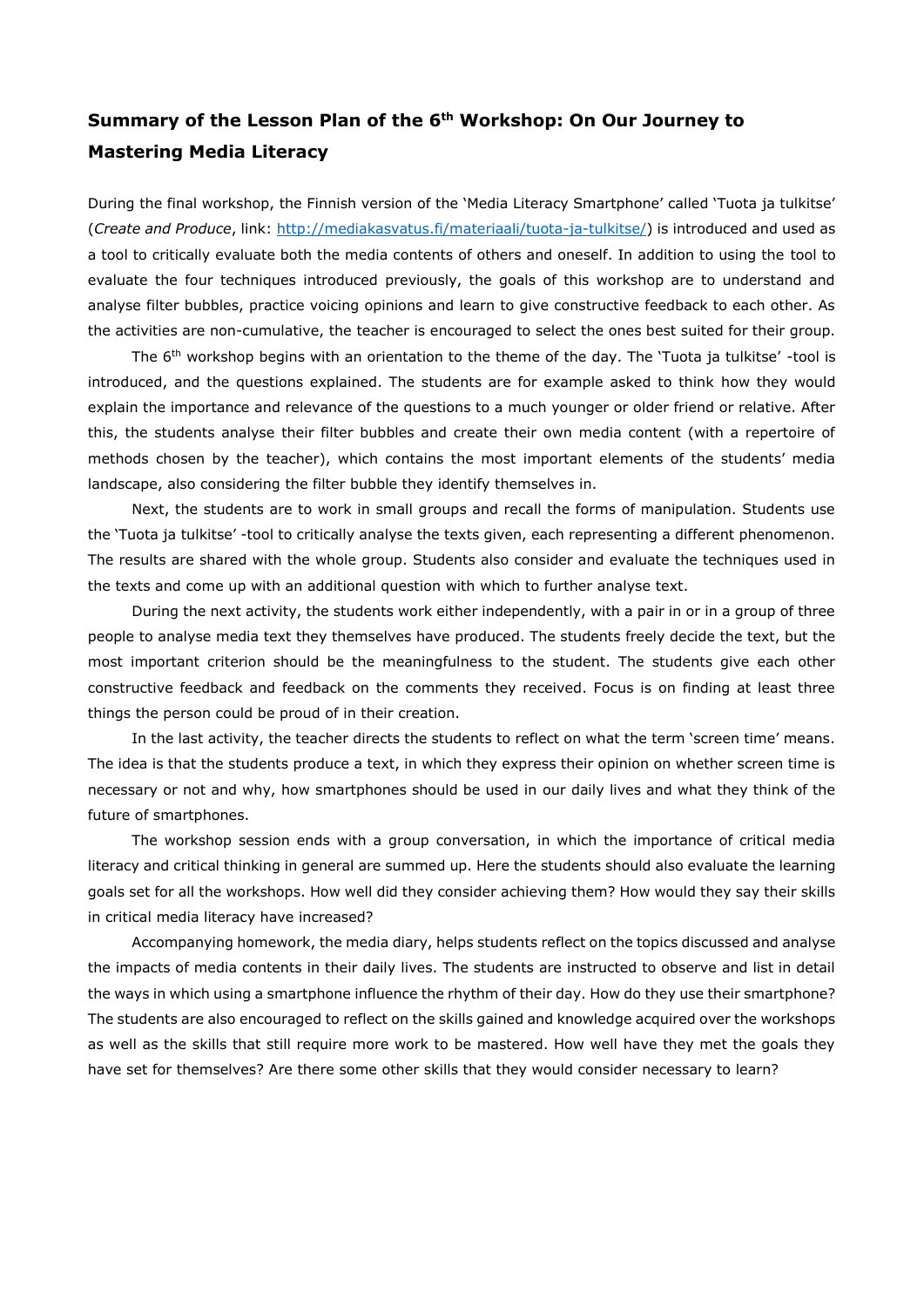## Summary of the Lesson Plan of the 6th Workshop: On Our Journey to Mastering Media Literacy

During the final workshop, the Finnish version of the 'Media Literacy Smartphone' called 'Tuota ja tulkitse' (*Create and Produce*, link: http://mediakasvatus.fi/materiaali/tuota-ja-tulkitse/) is introduced and used as a tool to critically evaluate both the media contents of others and oneself. In addition to using the tool to evaluate the four techniques introduced previously, the goals of this workshop are to understand and analyse filter bubbles, practice voicing opinions and learn to give constructive feedback to each other. As the activities are non-cumulative, the teacher is encouraged to select the ones best suited for their group.

The 6th workshop begins with an orientation to the theme of the day. The 'Tuota ja tulkitse' -tool is introduced, and the questions explained. The students are for example asked to think how they would explain the importance and relevance of the questions to a much younger or older friend or relative. After this, the students analyse their filter bubbles and create their own media content (with a repertoire of methods chosen by the teacher), which contains the most important elements of the students' media landscape, also considering the filter bubble they identify themselves in.

Next, the students are to work in small groups and recall the forms of manipulation. Students use the 'Tuota ja tulkitse' -tool to critically analyse the texts given, each representing a different phenomenon. The results are shared with the whole group. Students also consider and evaluate the techniques used in the texts and come up with an additional question with which to further analyse text.

During the next activity, the students work either independently, with a pair in or in a group of three people to analyse media text they themselves have produced. The students freely decide the text, but the most important criterion should be the meaningfulness to the student. The students give each other constructive feedback and feedback on the comments they received. Focus is on finding at least three things the person could be proud of in their creation.

In the last activity, the teacher directs the students to reflect on what the term 'screen time' means. The idea is that the students produce a text, in which they express their opinion on whether screen time is necessary or not and why, how smartphones should be used in our daily lives and what they think of the future of smartphones.

The workshop session ends with a group conversation, in which the importance of critical media literacy and critical thinking in general are summed up. Here the students should also evaluate the learning goals set for all the workshops. How well did they consider achieving them? How would they say their skills in critical media literacy have increased?

Accompanying homework, the media diary, helps students reflect on the topics discussed and analyse the impacts of media contents in their daily lives. The students are instructed to observe and list in detail the ways in which using a smartphone influence the rhythm of their day. How do they use their smartphone? The students are also encouraged to reflect on the skills gained and knowledge acquired over the workshops as well as the skills that still require more work to be mastered. How well have they met the goals they have set for themselves? Are there some other skills that they would consider necessary to learn?